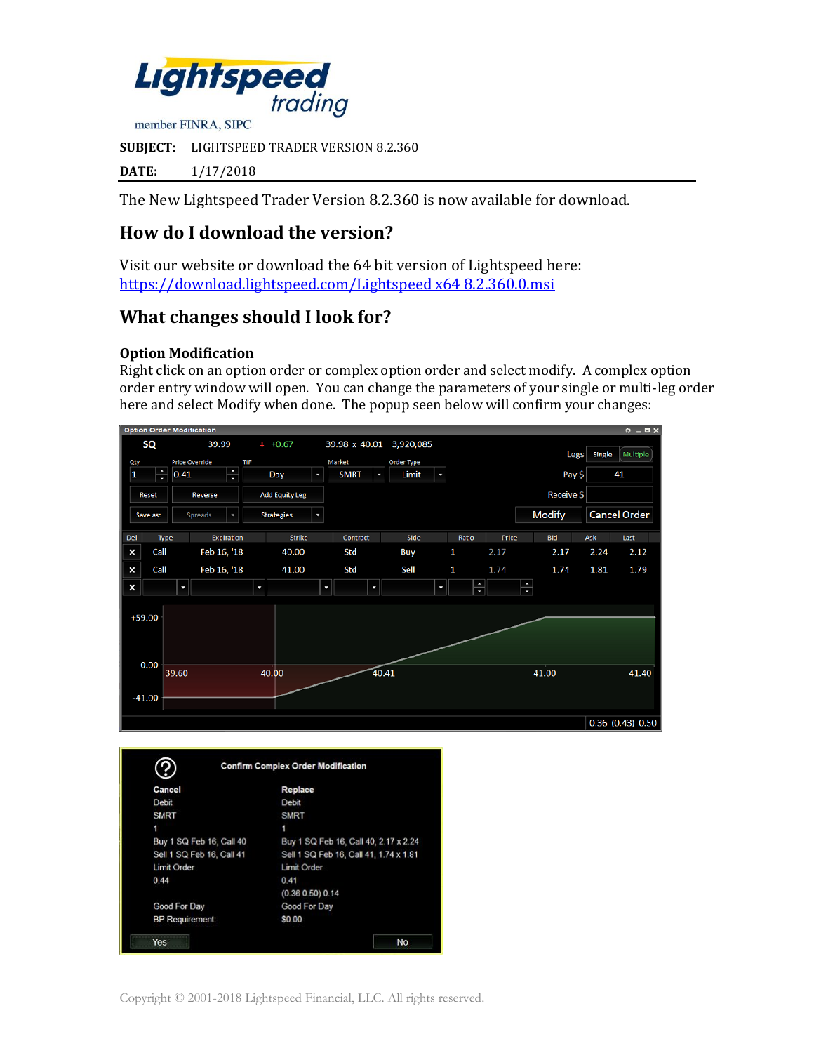**Lightspeed trading**

member FINRA, SIPC

**SUBJECT:** LIGHTSPEED TRADER VERSION 8.2.360

**DATE:** 1/17/2018

The New Lightspeed Trader Version 8.2.360 is now available for download.

## How do I download the version?

Visit our website or download the 64 bit version of Lightspeed here:
[https://download.lightspeed.com/Lightspeed x64 8.2.360.0.msi](https://download.lightspeed.com/Lightspeed x64 8.2.360.0.msi)

## What changes should I look for?

### Option Modification

Right click on an option order or complex option order and select modify. A complex option order entry window will open. You can change the parameters of your single or multi-leg order here and select Modify when done. The popup seen below will confirm your changes:

Copyright © 2001-2018 Lightspeed Financial, LLC. All rights reserved.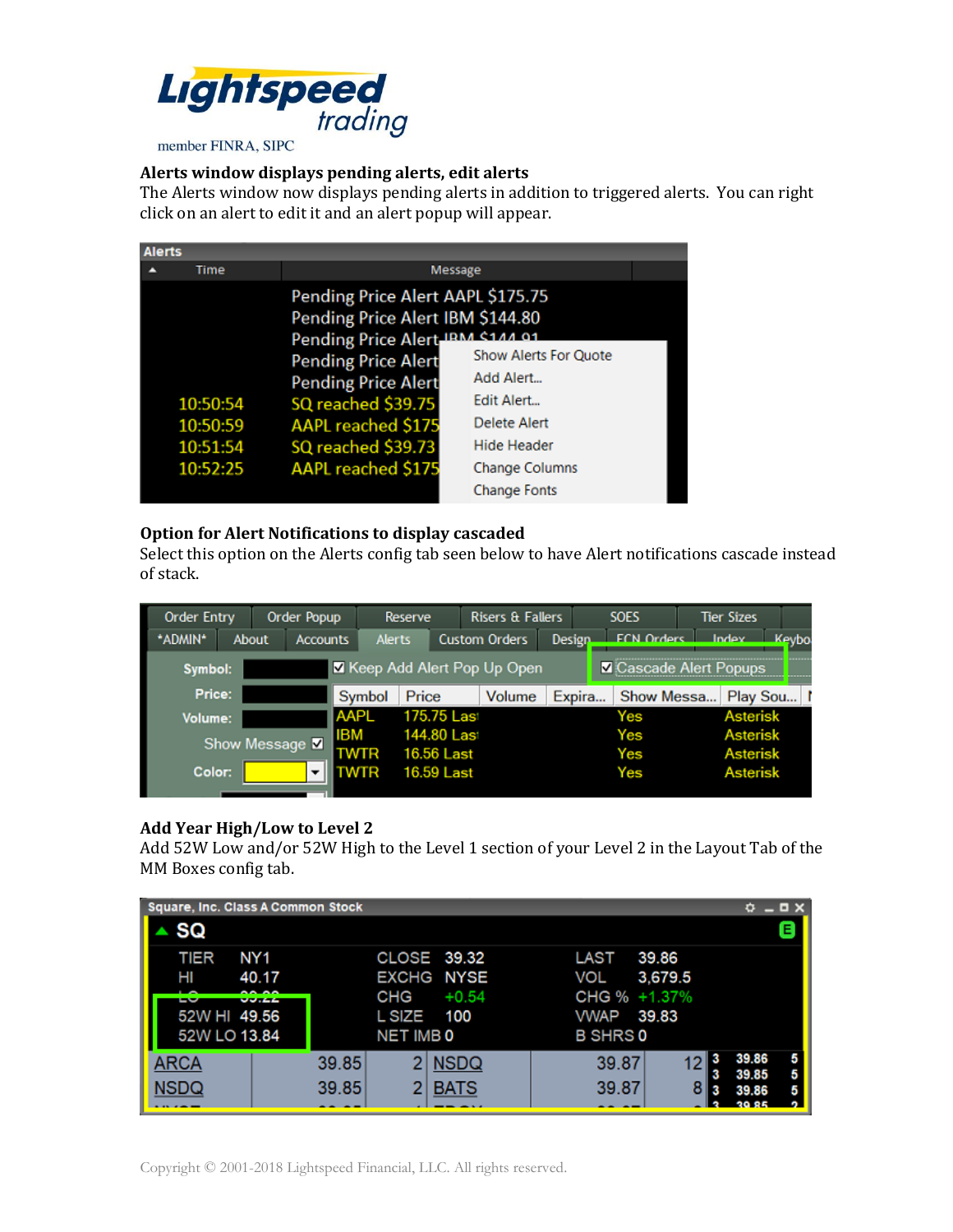## Alerts window displays pending alerts, edit alerts

The Alerts window now displays pending alerts in addition to triggered alerts. You can right click on an alert to edit it and an alert popup will appear.

## Option for Alert Notifications to display cascaded

Select this option on the Alerts config tab seen below to have Alert notifications cascade instead of stack.

## Add Year High/Low to Level 2

Add 52W Low and/or 52W High to the Level 1 section of your Level 2 in the Layout Tab of the MM Boxes config tab.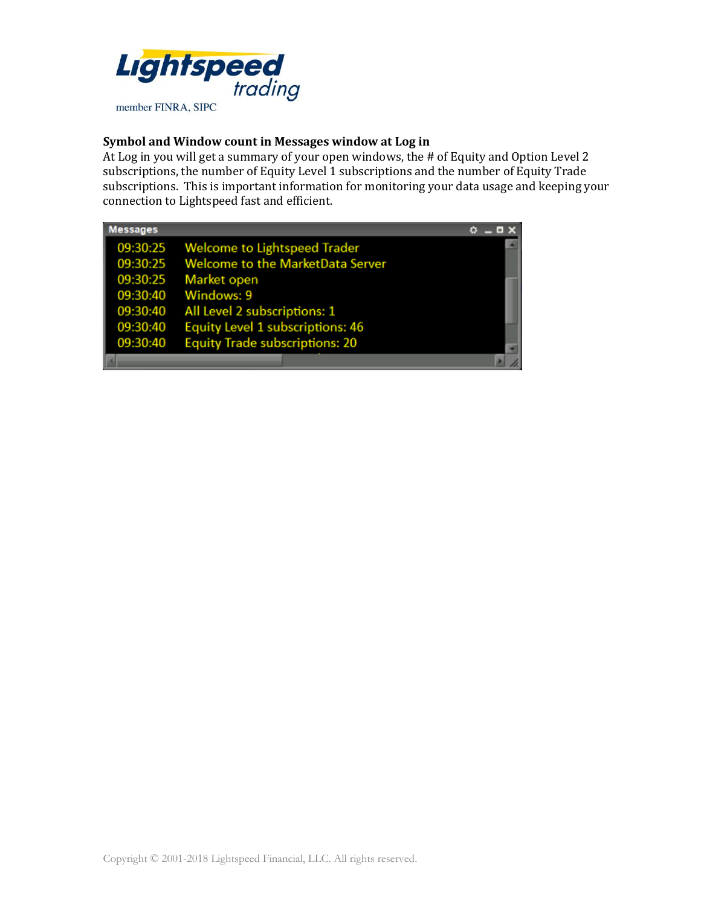**Symbol and Window count in Messages window at Log in**

At Log in you will get a summary of your open windows, the # of Equity and Option Level 2 subscriptions, the number of Equity Level 1 subscriptions and the number of Equity Trade subscriptions. This is important information for monitoring your data usage and keeping your connection to Lightspeed fast and efficient.

Messages

09:30:25 Welcome to Lightspeed Trader
09:30:25 Welcome to the MarketData Server
09:30:25 Market open
09:30:40 Windows: 9
09:30:40 All Level 2 subscriptions: 1
09:30:40 Equity Level 1 subscriptions: 46
09:30:40 Equity Trade subscriptions: 20